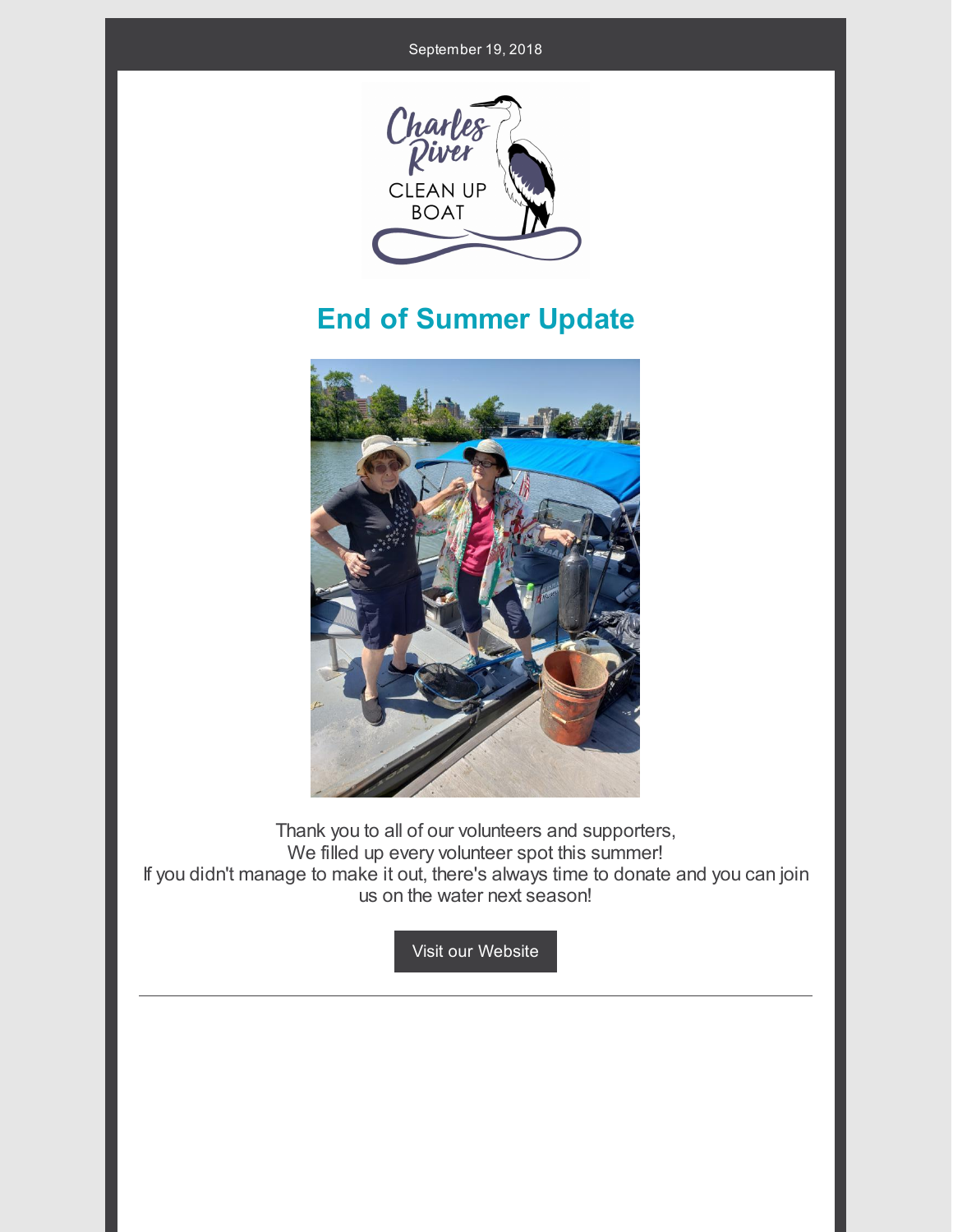September 19, 2018

Charles River CLEAN UP BOAT

# End of Summer Update

Thank you to all of our volunteers and supporters,
We filled up every volunteer spot this summer!
If you didn't manage to make it out, there's always time to donate and you can join us on the water next season!

Visit our Website

---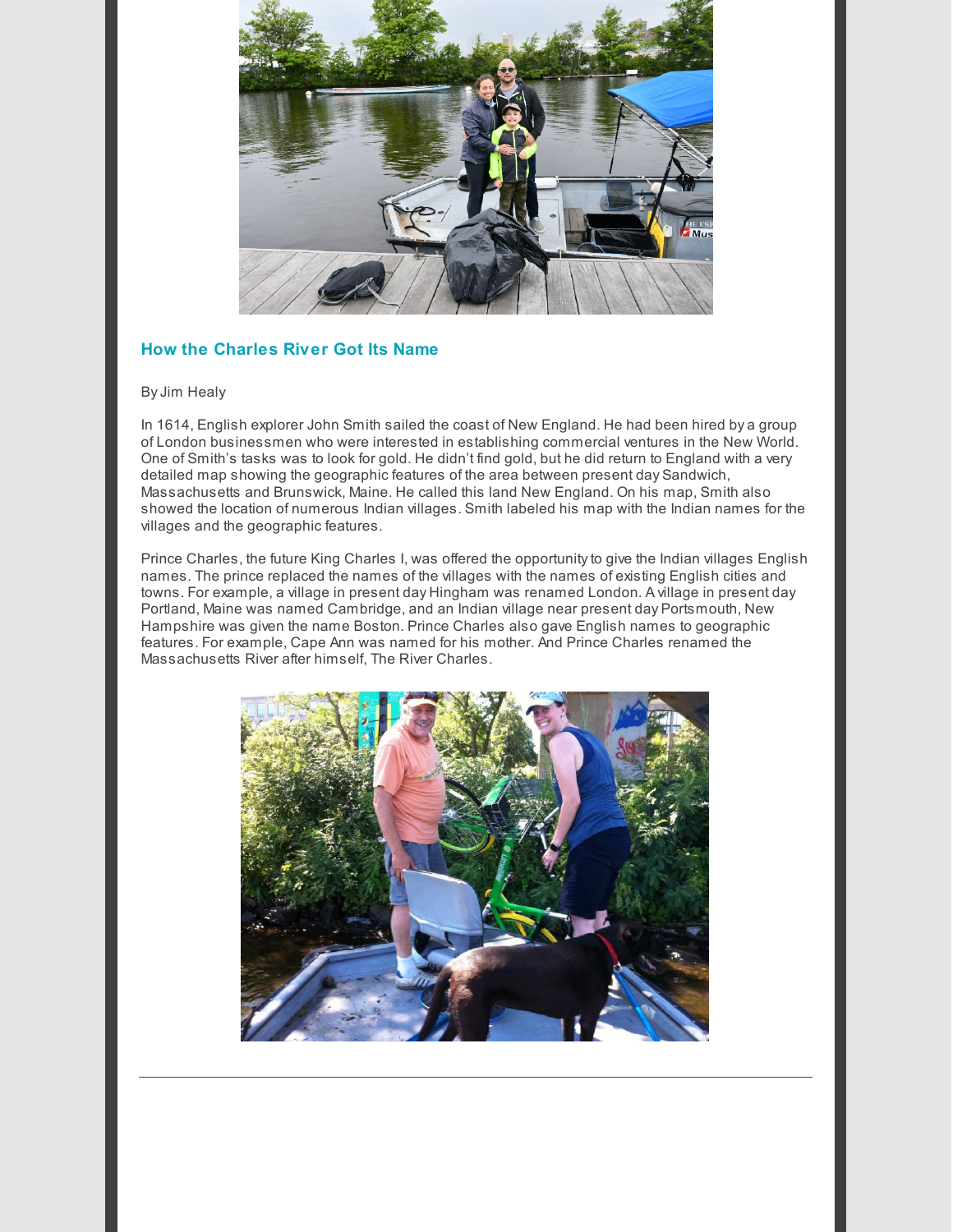## How the Charles River Got Its Name

By Jim Healy

In 1614, English explorer John Smith sailed the coast of New England. He had been hired by a group of London businessmen who were interested in establishing commercial ventures in the New World. One of Smith's tasks was to look for gold. He didn't find gold, but he did return to England with a very detailed map showing the geographic features of the area between present day Sandwich, Massachusetts and Brunswick, Maine. He called this land New England. On his map, Smith also showed the location of numerous Indian villages. Smith labeled his map with the Indian names for the villages and the geographic features.

Prince Charles, the future King Charles I, was offered the opportunity to give the Indian villages English names. The prince replaced the names of the villages with the names of existing English cities and towns. For example, a village in present day Hingham was renamed London. A village in present day Portland, Maine was named Cambridge, and an Indian village near present day Portsmouth, New Hampshire was given the name Boston. Prince Charles also gave English names to geographic features. For example, Cape Ann was named for his mother. And Prince Charles renamed the Massachusetts River after himself, The River Charles.

---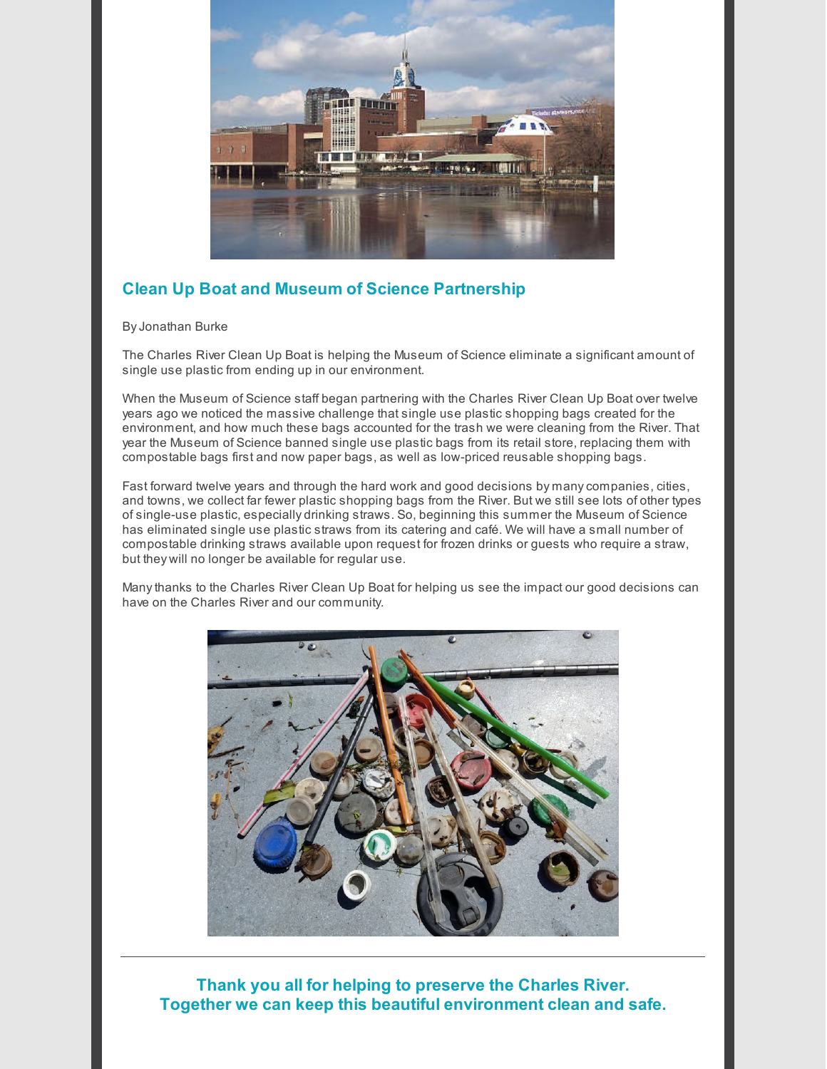## Clean Up Boat and Museum of Science Partnership

By Jonathan Burke

The Charles River Clean Up Boat is helping the Museum of Science eliminate a significant amount of single use plastic from ending up in our environment.

When the Museum of Science staff began partnering with the Charles River Clean Up Boat over twelve years ago we noticed the massive challenge that single use plastic shopping bags created for the environment, and how much these bags accounted for the trash we were cleaning from the River. That year the Museum of Science banned single use plastic bags from its retail store, replacing them with compostable bags first and now paper bags, as well as low-priced reusable shopping bags.

Fast forward twelve years and through the hard work and good decisions by many companies, cities, and towns, we collect far fewer plastic shopping bags from the River. But we still see lots of other types of single-use plastic, especially drinking straws. So, beginning this summer the Museum of Science has eliminated single use plastic straws from its catering and café. We will have a small number of compostable drinking straws available upon request for frozen drinks or guests who require a straw, but they will no longer be available for regular use.

Many thanks to the Charles River Clean Up Boat for helping us see the impact our good decisions can have on the Charles River and our community.

---

**Thank you all for helping to preserve the Charles River.**
**Together we can keep this beautiful environment clean and safe.**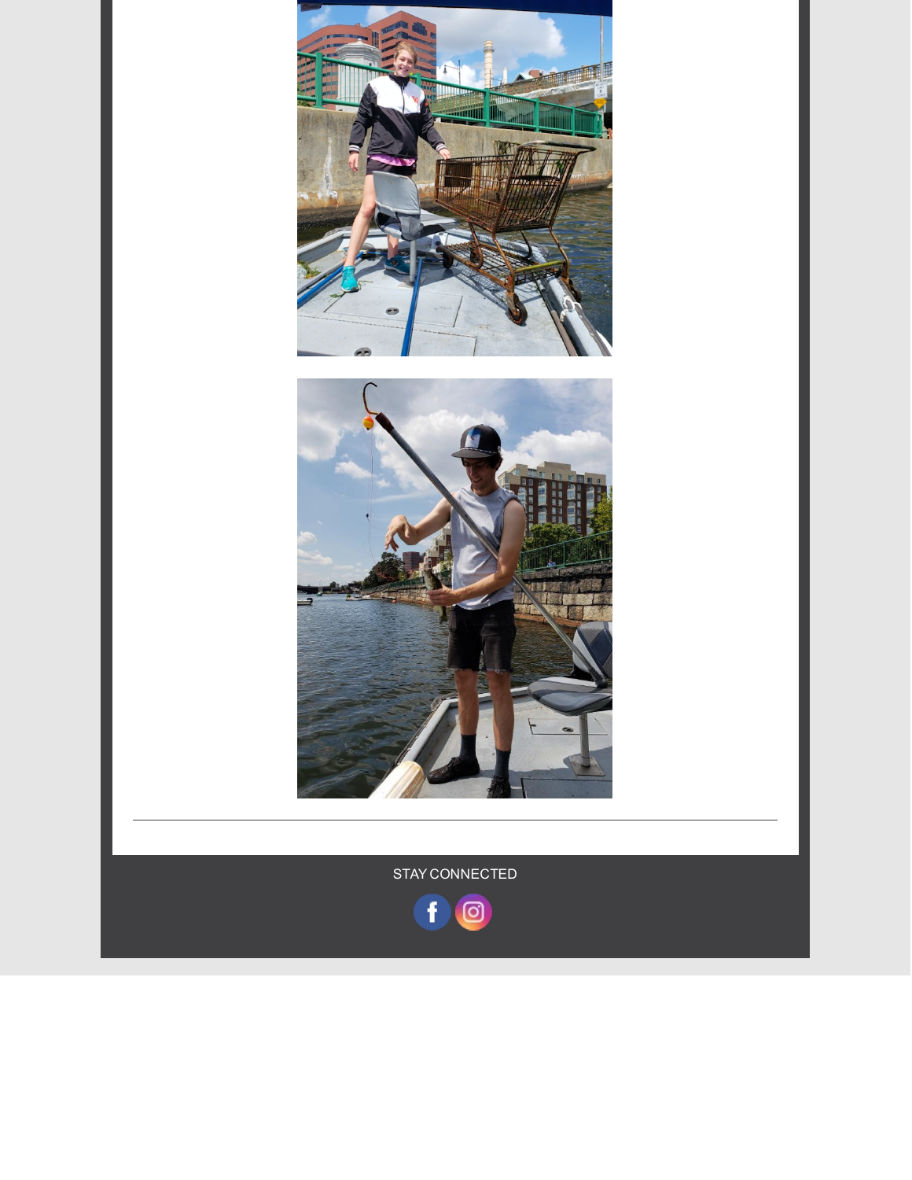STAY CONNECTED